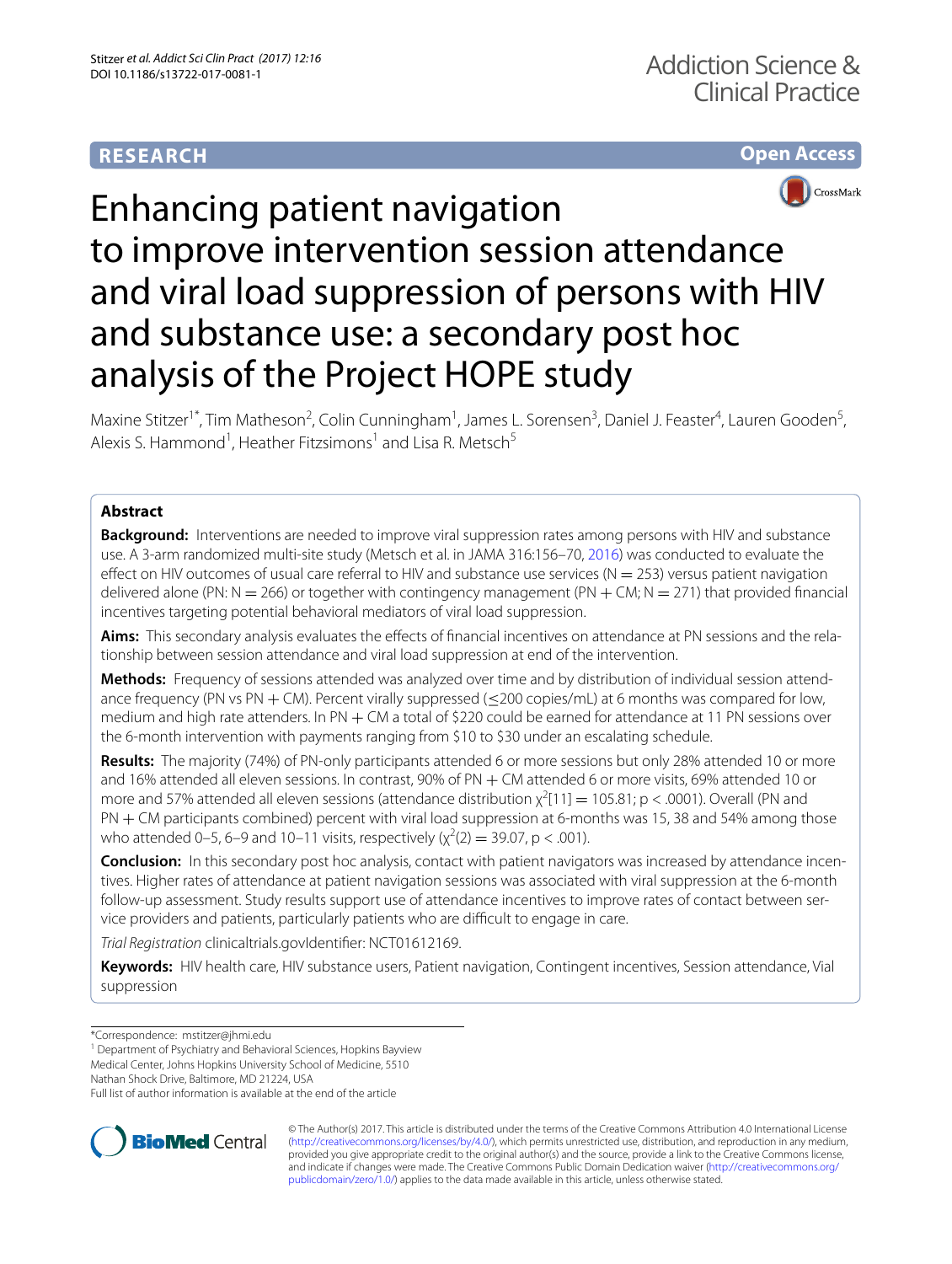RESEARCH

Open Access

# Enhancing patient navigation to improve intervention session attendance and viral load suppression of persons with HIV and substance use: a secondary post hoc analysis of the Project HOPE study

Maxine Stitzer[1*], Tim Matheson[2], Colin Cunningham[1], James L. Sorensen[3], Daniel J. Feaster[4], Lauren Gooden[5], Alexis S. Hammond[1], Heather Fitzsimons[1] and Lisa R. Metsch[5]

## Abstract

**Background:** Interventions are needed to improve viral suppression rates among persons with HIV and substance use. A 3-arm randomized multi-site study (Metsch et al. in JAMA 316:156–70, 2016) was conducted to evaluate the effect on HIV outcomes of usual care referral to HIV and substance use services (N = 253) versus patient navigation delivered alone (PN: N = 266) or together with contingency management (PN + CM; N = 271) that provided financial incentives targeting potential behavioral mediators of viral load suppression.

**Aims:** This secondary analysis evaluates the effects of financial incentives on attendance at PN sessions and the relationship between session attendance and viral load suppression at end of the intervention.

**Methods:** Frequency of sessions attended was analyzed over time and by distribution of individual session attendance frequency (PN vs PN + CM). Percent virally suppressed (≤200 copies/mL) at 6 months was compared for low, medium and high rate attenders. In PN + CM a total of $220 could be earned for attendance at 11 PN sessions over the 6-month intervention with payments ranging from $10 to $30 under an escalating schedule.

**Results:** The majority (74%) of PN-only participants attended 6 or more sessions but only 28% attended 10 or more and 16% attended all eleven sessions. In contrast, 90% of PN + CM attended 6 or more visits, 69% attended 10 or more and 57% attended all eleven sessions (attendance distribution $\chi^2[11] = 105.81$; $p < .0001$). Overall (PN and PN + CM participants combined) percent with viral load suppression at 6-months was 15, 38 and 54% among those who attended 0–5, 6–9 and 10–11 visits, respectively ($\chi^2(2) = 39.07$, $p < .001$).

**Conclusion:** In this secondary post hoc analysis, contact with patient navigators was increased by attendance incentives. Higher rates of attendance at patient navigation sessions was associated with viral suppression at the 6-month follow-up assessment. Study results support use of attendance incentives to improve rates of contact between service providers and patients, particularly patients who are difficult to engage in care.

*Trial Registration* clinicaltrials.govIdentifier: NCT01612169.

**Keywords:** HIV health care, HIV substance users, Patient navigation, Contingent incentives, Session attendance, Vial suppression

*Correspondence: mstitzer@jhmi.edu
[1] Department of Psychiatry and Behavioral Sciences, Hopkins Bayview Medical Center, Johns Hopkins University School of Medicine, 5510 Nathan Shock Drive, Baltimore, MD 21224, USA
Full list of author information is available at the end of the article

© The Author(s) 2017. This article is distributed under the terms of the Creative Commons Attribution 4.0 International License (http://creativecommons.org/licenses/by/4.0/), which permits unrestricted use, distribution, and reproduction in any medium, provided you give appropriate credit to the original author(s) and the source, provide a link to the Creative Commons license, and indicate if changes were made. The Creative Commons Public Domain Dedication waiver (http://creativecommons.org/publicdomain/zero/1.0/) applies to the data made available in this article, unless otherwise stated.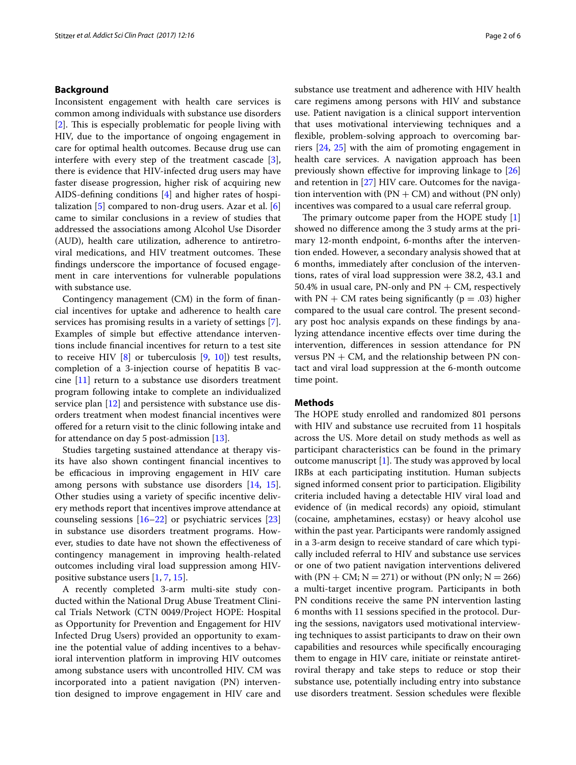## Background

Inconsistent engagement with health care services is common among individuals with substance use disorders [2]. This is especially problematic for people living with HIV, due to the importance of ongoing engagement in care for optimal health outcomes. Because drug use can interfere with every step of the treatment cascade [3], there is evidence that HIV-infected drug users may have faster disease progression, higher risk of acquiring new AIDS-defining conditions [4] and higher rates of hospitalization [5] compared to non-drug users. Azar et al. [6] came to similar conclusions in a review of studies that addressed the associations among Alcohol Use Disorder (AUD), health care utilization, adherence to antiretroviral medications, and HIV treatment outcomes. These findings underscore the importance of focused engagement in care interventions for vulnerable populations with substance use.

Contingency management (CM) in the form of financial incentives for uptake and adherence to health care services has promising results in a variety of settings [7]. Examples of simple but effective attendance interventions include financial incentives for return to a test site to receive HIV [8] or tuberculosis [9, 10]) test results, completion of a 3-injection course of hepatitis B vaccine [11] return to a substance use disorders treatment program following intake to complete an individualized service plan [12] and persistence with substance use disorders treatment when modest financial incentives were offered for a return visit to the clinic following intake and for attendance on day 5 post-admission [13].

Studies targeting sustained attendance at therapy visits have also shown contingent financial incentives to be efficacious in improving engagement in HIV care among persons with substance use disorders [14, 15]. Other studies using a variety of specific incentive delivery methods report that incentives improve attendance at counseling sessions [16–22] or psychiatric services [23] in substance use disorders treatment programs. However, studies to date have not shown the effectiveness of contingency management in improving health-related outcomes including viral load suppression among HIV-positive substance users [1, 7, 15].

A recently completed 3-arm multi-site study conducted within the National Drug Abuse Treatment Clinical Trials Network (CTN 0049/Project HOPE: Hospital as Opportunity for Prevention and Engagement for HIV Infected Drug Users) provided an opportunity to examine the potential value of adding incentives to a behavioral intervention platform in improving HIV outcomes among substance users with uncontrolled HIV. CM was incorporated into a patient navigation (PN) intervention designed to improve engagement in HIV care and substance use treatment and adherence with HIV health care regimens among persons with HIV and substance use. Patient navigation is a clinical support intervention that uses motivational interviewing techniques and a flexible, problem-solving approach to overcoming barriers [24, 25] with the aim of promoting engagement in health care services. A navigation approach has been previously shown effective for improving linkage to [26] and retention in [27] HIV care. Outcomes for the navigation intervention with (PN + CM) and without (PN only) incentives was compared to a usual care referral group.

The primary outcome paper from the HOPE study [1] showed no difference among the 3 study arms at the primary 12-month endpoint, 6-months after the intervention ended. However, a secondary analysis showed that at 6 months, immediately after conclusion of the intervention, rates of viral load suppression were 38.2, 43.1 and 50.4% in usual care, PN-only and PN + CM, respectively with PN + CM rates being significantly ($p = .03$) higher compared to the usual care control. The present secondary post hoc analysis expands on these findings by analyzing attendance incentive effects over time during the intervention, differences in session attendance for PN versus PN + CM, and the relationship between PN contact and viral load suppression at the 6-month outcome time point.

## Methods

The HOPE study enrolled and randomized 801 persons with HIV and substance use recruited from 11 hospitals across the US. More detail on study methods as well as participant characteristics can be found in the primary outcome manuscript [1]. The study was approved by local IRBs at each participating institution. Human subjects signed informed consent prior to participation. Eligibility criteria included having a detectable HIV viral load and evidence of (in medical records) any opioid, stimulant (cocaine, amphetamines, ecstasy) or heavy alcohol use within the past year. Participants were randomly assigned in a 3-arm design to receive standard of care which typically included referral to HIV and substance use services or one of two patient navigation interventions delivered with (PN + CM; N = 271) or without (PN only; N = 266) a multi-target incentive program. Participants in both PN conditions receive the same PN intervention lasting 6 months with 11 sessions specified in the protocol. During the sessions, navigators used motivational interviewing techniques to assist participants to draw on their own capabilities and resources while specifically encouraging them to engage in HIV care, initiate or reinstate antiretroviral therapy and take steps to reduce or stop their substance use, potentially including entry into substance use disorders treatment. Session schedules were flexible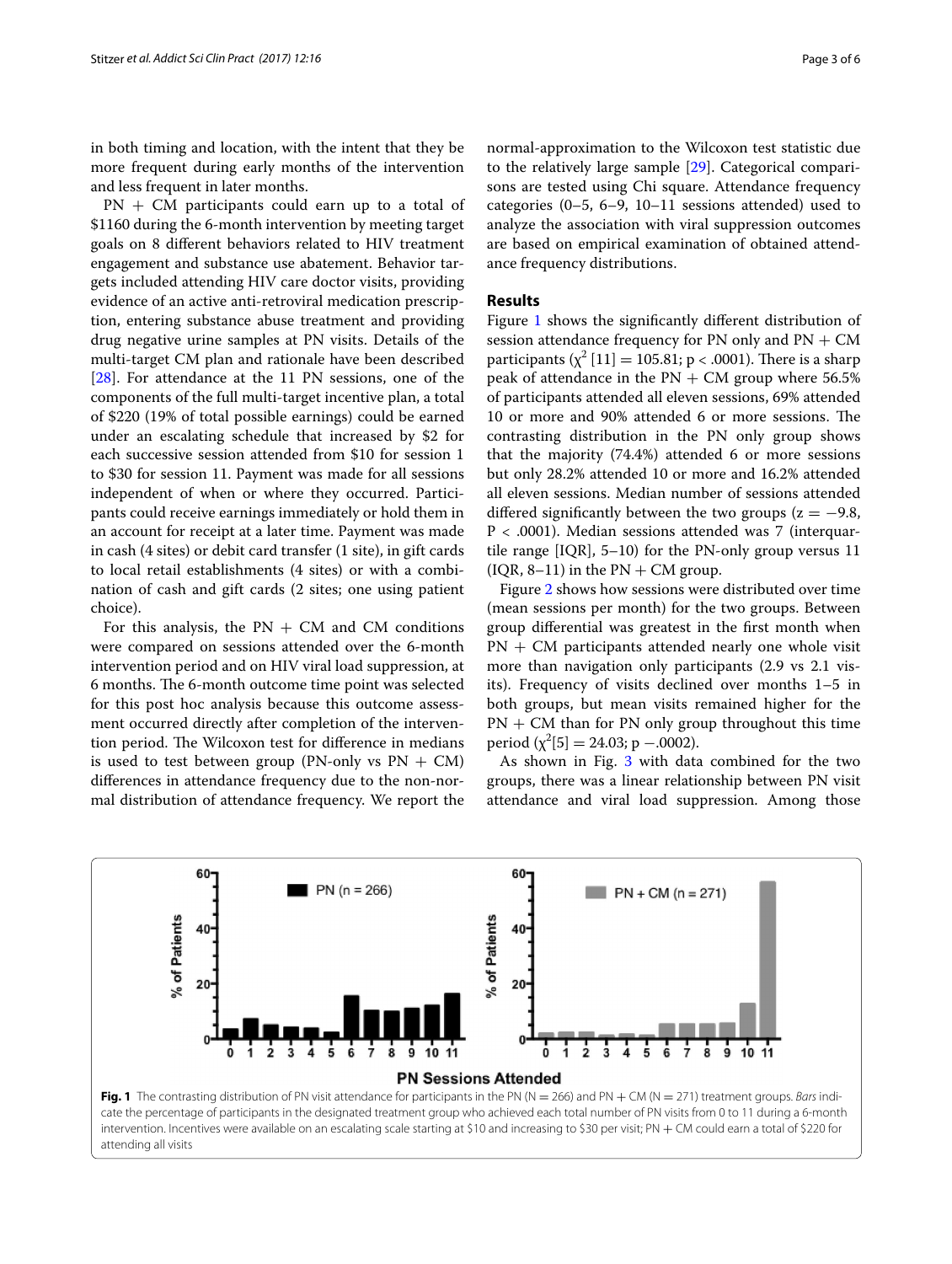in both timing and location, with the intent that they be more frequent during early months of the intervention and less frequent in later months.

PN + CM participants could earn up to a total of \$1160 during the 6-month intervention by meeting target goals on 8 different behaviors related to HIV treatment engagement and substance use abatement. Behavior targets included attending HIV care doctor visits, providing evidence of an active anti-retroviral medication prescription, entering substance abuse treatment and providing drug negative urine samples at PN visits. Details of the multi-target CM plan and rationale have been described [28]. For attendance at the 11 PN sessions, one of the components of the full multi-target incentive plan, a total of \$220 (19% of total possible earnings) could be earned under an escalating schedule that increased by \$2 for each successive session attended from \$10 for session 1 to \$30 for session 11. Payment was made for all sessions independent of when or where they occurred. Participants could receive earnings immediately or hold them in an account for receipt at a later time. Payment was made in cash (4 sites) or debit card transfer (1 site), in gift cards to local retail establishments (4 sites) or with a combination of cash and gift cards (2 sites; one using patient choice).

For this analysis, the PN + CM and CM conditions were compared on sessions attended over the 6-month intervention period and on HIV viral load suppression, at 6 months. The 6-month outcome time point was selected for this post hoc analysis because this outcome assessment occurred directly after completion of the intervention period. The Wilcoxon test for difference in medians is used to test between group (PN-only vs PN + CM) differences in attendance frequency due to the non-normal distribution of attendance frequency. We report the normal-approximation to the Wilcoxon test statistic due to the relatively large sample [29]. Categorical comparisons are tested using Chi square. Attendance frequency categories (0–5, 6–9, 10–11 sessions attended) used to analyze the association with viral suppression outcomes are based on empirical examination of obtained attendance frequency distributions.

## Results

Figure 1 shows the significantly different distribution of session attendance frequency for PN only and PN + CM participants ($\chi^2$ [11] = 105.81; p < .0001). There is a sharp peak of attendance in the PN + CM group where 56.5% of participants attended all eleven sessions, 69% attended 10 or more and 90% attended 6 or more sessions. The contrasting distribution in the PN only group shows that the majority (74.4%) attended 6 or more sessions but only 28.2% attended 10 or more and 16.2% attended all eleven sessions. Median number of sessions attended differed significantly between the two groups (z = −9.8, P < .0001). Median sessions attended was 7 (interquartile range [IQR], 5–10) for the PN-only group versus 11 (IQR, 8–11) in the PN + CM group.

Figure 2 shows how sessions were distributed over time (mean sessions per month) for the two groups. Between group differential was greatest in the first month when PN + CM participants attended nearly one whole visit more than navigation only participants (2.9 vs 2.1 visits). Frequency of visits declined over months 1–5 in both groups, but mean visits remained higher for the PN + CM than for PN only group throughout this time period ($\chi^2$[5] = 24.03; p −.0002).

As shown in Fig. 3 with data combined for the two groups, there was a linear relationship between PN visit attendance and viral load suppression. Among those

**Fig. 1** The contrasting distribution of PN visit attendance for participants in the PN (N = 266) and PN + CM (N = 271) treatment groups. *Bars* indicate the percentage of participants in the designated treatment group who achieved each total number of PN visits from 0 to 11 during a 6-month intervention. Incentives were available on an escalating scale starting at \$10 and increasing to \$30 per visit; PN + CM could earn a total of \$220 for attending all visits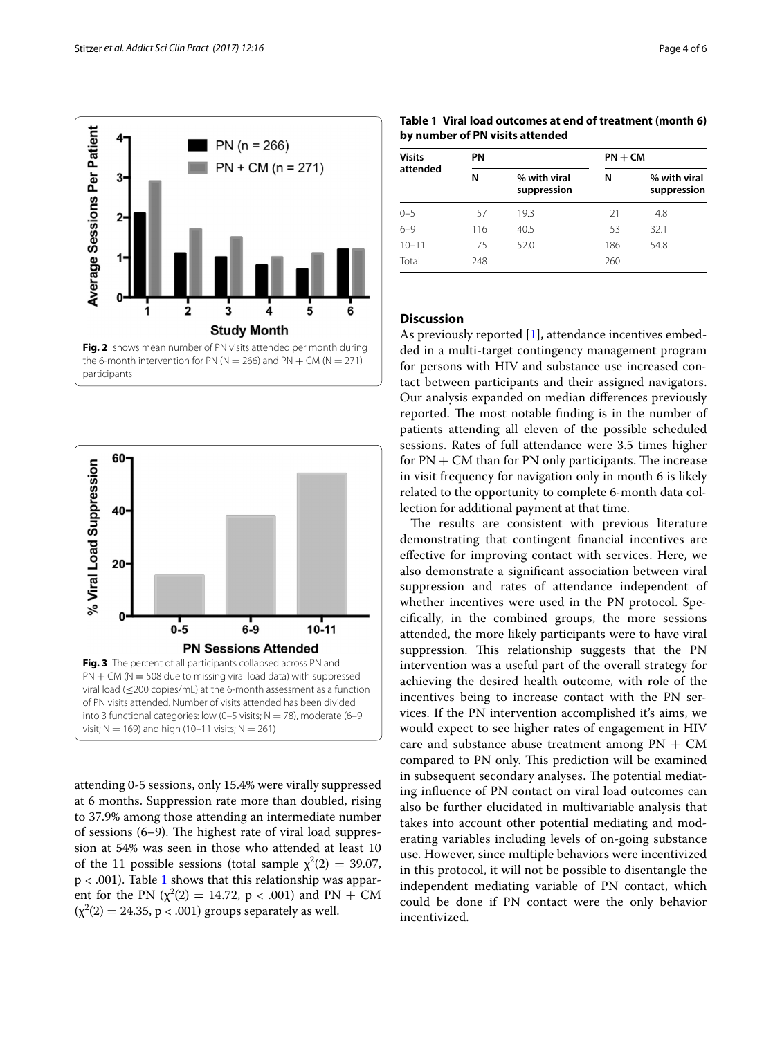Fig. 2 shows mean number of PN visits attended per month during the 6-month intervention for PN (N = 266) and PN + CM (N = 271) participants

Fig. 3 The percent of all participants collapsed across PN and PN + CM (N = 508 due to missing viral load data) with suppressed viral load (≤200 copies/mL) at the 6-month assessment as a function of PN visits attended. Number of visits attended has been divided into 3 functional categories: low (0–5 visits; N = 78), moderate (6–9 visit; N = 169) and high (10–11 visits; N = 261)

attending 0-5 sessions, only 15.4% were virally suppressed at 6 months. Suppression rate more than doubled, rising to 37.9% among those attending an intermediate number of sessions (6–9). The highest rate of viral load suppression at 54% was seen in those who attended at least 10 of the 11 possible sessions (total sample $\chi^2(2) = 39.07$, $p < .001$). Table 1 shows that this relationship was apparent for the PN ($\chi^2(2) = 14.72$, $p < .001$) and PN + CM ($\chi^2(2) = 24.35$, $p < .001$) groups separately as well.

**Table 1 Viral load outcomes at end of treatment (month 6) by number of PN visits attended**

| Visits attended | PN | | PN + CM | |
|---|---|---|---|---|
| | N | % with viral suppression | N | % with viral suppression |
| 0–5 | 57 | 19.3 | 21 | 4.8 |
| 6–9 | 116 | 40.5 | 53 | 32.1 |
| 10–11 | 75 | 52.0 | 186 | 54.8 |
| Total | 248 | | 260 | |

## Discussion

As previously reported [1], attendance incentives embedded in a multi-target contingency management program for persons with HIV and substance use increased contact between participants and their assigned navigators. Our analysis expanded on median differences previously reported. The most notable finding is in the number of patients attending all eleven of the possible scheduled sessions. Rates of full attendance were 3.5 times higher for PN + CM than for PN only participants. The increase in visit frequency for navigation only in month 6 is likely related to the opportunity to complete 6-month data collection for additional payment at that time.

The results are consistent with previous literature demonstrating that contingent financial incentives are effective for improving contact with services. Here, we also demonstrate a significant association between viral suppression and rates of attendance independent of whether incentives were used in the PN protocol. Specifically, in the combined groups, the more sessions attended, the more likely participants were to have viral suppression. This relationship suggests that the PN intervention was a useful part of the overall strategy for achieving the desired health outcome, with role of the incentives being to increase contact with the PN services. If the PN intervention accomplished it's aims, we would expect to see higher rates of engagement in HIV care and substance abuse treatment among PN + CM compared to PN only. This prediction will be examined in subsequent secondary analyses. The potential mediating influence of PN contact on viral load outcomes can also be further elucidated in multivariable analysis that takes into account other potential mediating and moderating variables including levels of on-going substance use. However, since multiple behaviors were incentivized in this protocol, it will not be possible to disentangle the independent mediating variable of PN contact, which could be done if PN contact were the only behavior incentivized.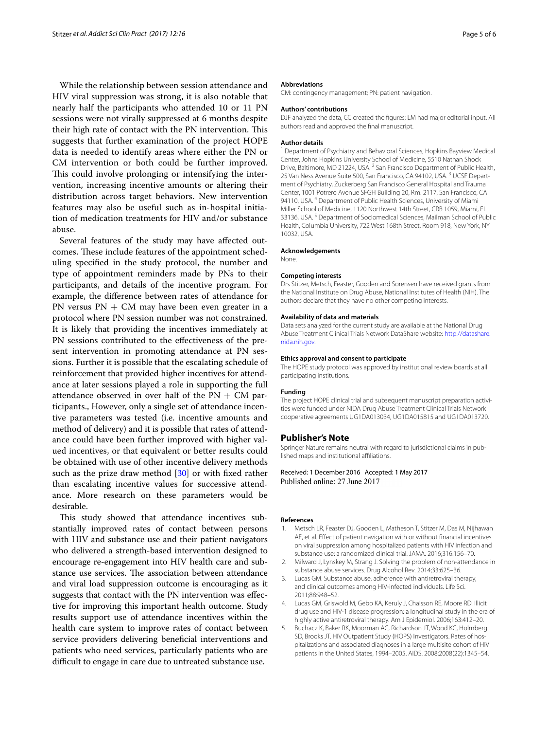While the relationship between session attendance and HIV viral suppression was strong, it is also notable that nearly half the participants who attended 10 or 11 PN sessions were not virally suppressed at 6 months despite their high rate of contact with the PN intervention. This suggests that further examination of the project HOPE data is needed to identify areas where either the PN or CM intervention or both could be further improved. This could involve prolonging or intensifying the intervention, increasing incentive amounts or altering their distribution across target behaviors. New intervention features may also be useful such as in-hospital initiation of medication treatments for HIV and/or substance abuse.

Several features of the study may have affected outcomes. These include features of the appointment scheduling specified in the study protocol, the number and type of appointment reminders made by PNs to their participants, and details of the incentive program. For example, the difference between rates of attendance for PN versus PN + CM may have been even greater in a protocol where PN session number was not constrained. It is likely that providing the incentives immediately at PN sessions contributed to the effectiveness of the present intervention in promoting attendance at PN sessions. Further it is possible that the escalating schedule of reinforcement that provided higher incentives for attendance at later sessions played a role in supporting the full attendance observed in over half of the PN + CM participants., However, only a single set of attendance incentive parameters was tested (i.e. incentive amounts and method of delivery) and it is possible that rates of attendance could have been further improved with higher valued incentives, or that equivalent or better results could be obtained with use of other incentive delivery methods such as the prize draw method [30] or with fixed rather than escalating incentive values for successive attendance. More research on these parameters would be desirable.

This study showed that attendance incentives substantially improved rates of contact between persons with HIV and substance use and their patient navigators who delivered a strength-based intervention designed to encourage re-engagement into HIV health care and substance use services. The association between attendance and viral load suppression outcome is encouraging as it suggests that contact with the PN intervention was effective for improving this important health outcome. Study results support use of attendance incentives within the health care system to improve rates of contact between service providers delivering beneficial interventions and patients who need services, particularly patients who are difficult to engage in care due to untreated substance use.

#### Abbreviations

CM: contingency management; PN: patient navigation.

#### Authors' contributions

DJF analyzed the data, CC created the figures; LM had major editorial input. All authors read and approved the final manuscript.

#### Author details

[1] Department of Psychiatry and Behavioral Sciences, Hopkins Bayview Medical Center, Johns Hopkins University School of Medicine, 5510 Nathan Shock Drive, Baltimore, MD 21224, USA. [2] San Francisco Department of Public Health, 25 Van Ness Avenue Suite 500, San Francisco, CA 94102, USA. [3] UCSF Department of Psychiatry, Zuckerberg San Francisco General Hospital and Trauma Center, 1001 Potrero Avenue SFGH Building 20, Rm. 2117, San Francisco, CA 94110, USA. [4] Department of Public Health Sciences, University of Miami Miller School of Medicine, 1120 Northwest 14th Street, CRB 1059, Miami, FL 33136, USA. [5] Department of Sociomedical Sciences, Mailman School of Public Health, Columbia University, 722 West 168th Street, Room 918, New York, NY 10032, USA.

#### Acknowledgements

None.

#### Competing interests

Drs Stitzer, Metsch, Feaster, Gooden and Sorensen have received grants from the National Institute on Drug Abuse, National Institutes of Health (NIH). The authors declare that they have no other competing interests.

#### Availability of data and materials

Data sets analyzed for the current study are available at the National Drug Abuse Treatment Clinical Trials Network DataShare website: http://datashare.nida.nih.gov.

#### Ethics approval and consent to participate

The HOPE study protocol was approved by institutional review boards at all participating institutions.

#### Funding

The project HOPE clinical trial and subsequent manuscript preparation activities were funded under NIDA Drug Abuse Treatment Clinical Trials Network cooperative agreements UG1DA013034, UG1DA015815 and UG1DA013720.

### Publisher's Note

Springer Nature remains neutral with regard to jurisdictional claims in published maps and institutional affiliations.

Received: 1 December 2016 Accepted: 1 May 2017
Published online: 27 June 2017

#### References

1. Metsch LR, Feaster DJ, Gooden L, Matheson T, Stitzer M, Das M, Nijhawan AE, et al. Effect of patient navigation with or without financial incentives on viral suppression among hospitalized patients with HIV infection and substance use: a randomized clinical trial. JAMA. 2016;316:156–70.
2. Milward J, Lynskey M, Strang J. Solving the problem of non-attendance in substance abuse services. Drug Alcohol Rev. 2014;33:625–36.
3. Lucas GM. Substance abuse, adherence with antiretroviral therapy, and clinical outcomes among HIV-infected individuals. Life Sci. 2011;88:948–52.
4. Lucas GM, Griswold M, Gebo KA, Keruly J, Chaisson RE, Moore RD. Illicit drug use and HIV-1 disease progression: a longitudinal study in the era of highly active antiretroviral therapy. Am J Epidemiol. 2006;163:412–20.
5. Buchacz K, Baker RK, Moorman AC, Richardson JT, Wood KC, Holmberg SD, Brooks JT. HIV Outpatient Study (HOPS) Investigators. Rates of hospitalizations and associated diagnoses in a large multisite cohort of HIV patients in the United States, 1994–2005. AIDS. 2008;2008(22):1345–54.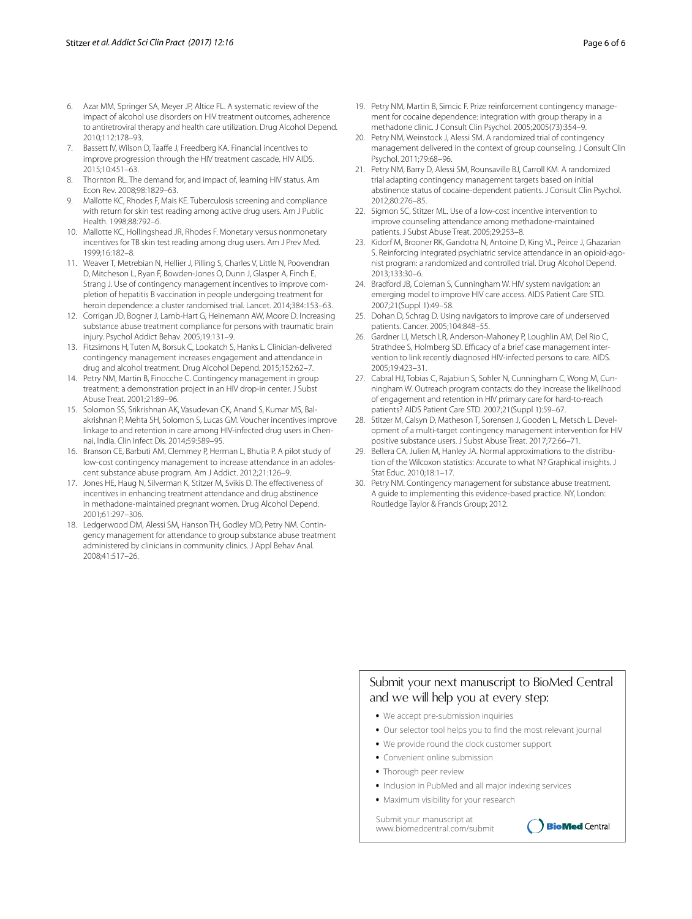6. Azar MM, Springer SA, Meyer JP, Altice FL. A systematic review of the impact of alcohol use disorders on HIV treatment outcomes, adherence to antiretroviral therapy and health care utilization. Drug Alcohol Depend. 2010;112:178–93.
7. Bassett IV, Wilson D, Taaffe J, Freedberg KA. Financial incentives to improve progression through the HIV treatment cascade. HIV AIDS. 2015;10:451–63.
8. Thornton RL. The demand for, and impact of, learning HIV status. Am Econ Rev. 2008;98:1829–63.
9. Mallotte KC, Rhodes F, Mais KE. Tuberculosis screening and compliance with return for skin test reading among active drug users. Am J Public Health. 1998;88:792–6.
10. Mallotte KC, Hollingshead JR, Rhodes F. Monetary versus nonmonetary incentives for TB skin test reading among drug users. Am J Prev Med. 1999;16:182–8.
11. Weaver T, Metrebian N, Hellier J, Pilling S, Charles V, Little N, Poovendran D, Mitcheson L, Ryan F, Bowden-Jones O, Dunn J, Glasper A, Finch E, Strang J. Use of contingency management incentives to improve completion of hepatitis B vaccination in people undergoing treatment for heroin dependence: a cluster randomised trial. Lancet. 2014;384:153–63.
12. Corrigan JD, Bogner J, Lamb-Hart G, Heinemann AW, Moore D. Increasing substance abuse treatment compliance for persons with traumatic brain injury. Psychol Addict Behav. 2005;19:131–9.
13. Fitzsimons H, Tuten M, Borsuk C, Lookatch S, Hanks L. Clinician-delivered contingency management increases engagement and attendance in drug and alcohol treatment. Drug Alcohol Depend. 2015;152:62–7.
14. Petry NM, Martin B, Finocche C. Contingency management in group treatment: a demonstration project in an HIV drop-in center. J Subst Abuse Treat. 2001;21:89–96.
15. Solomon SS, Srikrishnan AK, Vasudevan CK, Anand S, Kumar MS, Balakrishnan P, Mehta SH, Solomon S, Lucas GM. Voucher incentives improve linkage to and retention in care among HIV-infected drug users in Chennai, India. Clin Infect Dis. 2014;59:589–95.
16. Branson CE, Barbuti AM, Clemmey P, Herman L, Bhutia P. A pilot study of low-cost contingency management to increase attendance in an adolescent substance abuse program. Am J Addict. 2012;21:126–9.
17. Jones HE, Haug N, Silverman K, Stitzer M, Svikis D. The effectiveness of incentives in enhancing treatment attendance and drug abstinence in methadone-maintained pregnant women. Drug Alcohol Depend. 2001;61:297–306.
18. Ledgerwood DM, Alessi SM, Hanson TH, Godley MD, Petry NM. Contingency management for attendance to group substance abuse treatment administered by clinicians in community clinics. J Appl Behav Anal. 2008;41:517–26.
19. Petry NM, Martin B, Simcic F. Prize reinforcement contingency management for cocaine dependence: integration with group therapy in a methadone clinic. J Consult Clin Psychol. 2005;2005(73):354–9.
20. Petry NM, Weinstock J, Alessi SM. A randomized trial of contingency management delivered in the context of group counseling. J Consult Clin Psychol. 2011;79:68–96.
21. Petry NM, Barry D, Alessi SM, Rounsaville BJ, Carroll KM. A randomized trial adapting contingency management targets based on initial abstinence status of cocaine-dependent patients. J Consult Clin Psychol. 2012;80:276–85.
22. Sigmon SC, Stitzer ML. Use of a low-cost incentive intervention to improve counseling attendance among methadone-maintained patients. J Subst Abuse Treat. 2005;29:253–8.
23. Kidorf M, Brooner RK, Gandotra N, Antoine D, King VL, Peirce J, Ghazarian S. Reinforcing integrated psychiatric service attendance in an opioid-agonist program: a randomized and controlled trial. Drug Alcohol Depend. 2013;133:30–6.
24. Bradford JB, Coleman S, Cunningham W. HIV system navigation: an emerging model to improve HIV care access. AIDS Patient Care STD. 2007;21(Suppl 1):49–58.
25. Dohan D, Schrag D. Using navigators to improve care of underserved patients. Cancer. 2005;104:848–55.
26. Gardner LI, Metsch LR, Anderson-Mahoney P, Loughlin AM, Del Rio C, Strathdee S, Holmberg SD. Efficacy of a brief case management intervention to link recently diagnosed HIV-infected persons to care. AIDS. 2005;19:423–31.
27. Cabral HJ, Tobias C, Rajabiun S, Sohler N, Cunningham C, Wong M, Cunningham W. Outreach program contacts: do they increase the likelihood of engagement and retention in HIV primary care for hard-to-reach patients? AIDS Patient Care STD. 2007;21(Suppl 1):59–67.
28. Stitzer M, Calsyn D, Matheson T, Sorensen J, Gooden L, Metsch L. Development of a multi-target contingency management intervention for HIV positive substance users. J Subst Abuse Treat. 2017;72:66–71.
29. Bellera CA, Julien M, Hanley JA. Normal approximations to the distribution of the Wilcoxon statistics: Accurate to what N? Graphical insights. J Stat Educ. 2010;18:1–17.
30. Petry NM. Contingency management for substance abuse treatment. A guide to implementing this evidence-based practice. NY, London: Routledge Taylor & Francis Group; 2012.

Submit your next manuscript to BioMed Central and we will help you at every step:

- We accept pre-submission inquiries
- Our selector tool helps you to find the most relevant journal
- We provide round the clock customer support
- Convenient online submission
- Thorough peer review
- Inclusion in PubMed and all major indexing services
- Maximum visibility for your research

Submit your manuscript at www.biomedcentral.com/submit

BioMed Central